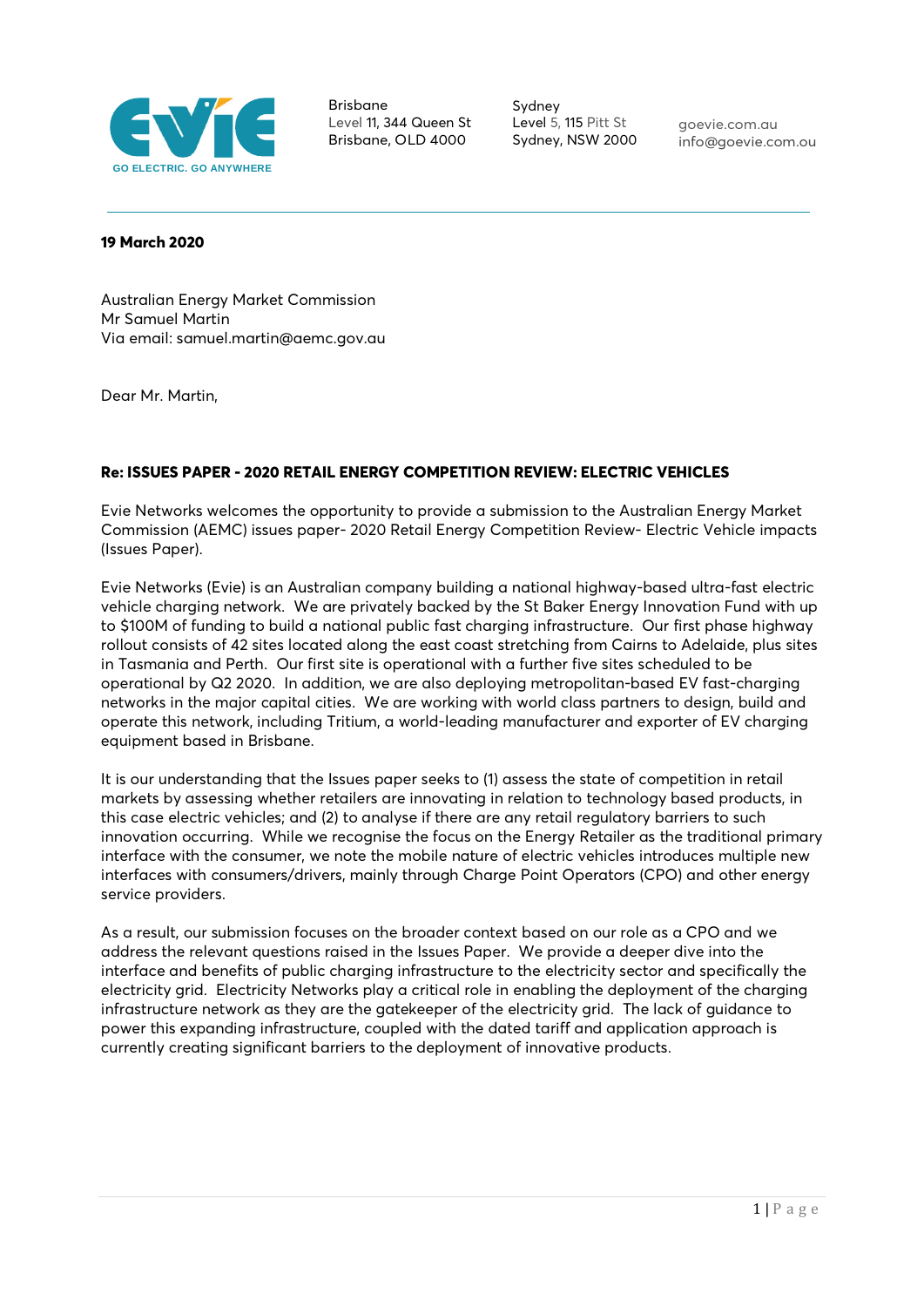Brisbane
Level 11, 344 Queen St
Brisbane, OLD 4000

Sydney
Level 5, 115 Pitt St
Sydney, NSW 2000

goevie.com.au
info@goevie.com.ou

---

**19 March 2020**

Australian Energy Market Commission
Mr Samuel Martin
Via email: samuel.martin@aemc.gov.au

Dear Mr. Martin,

**Re: ISSUES PAPER - 2020 RETAIL ENERGY COMPETITION REVIEW: ELECTRIC VEHICLES**

Evie Networks welcomes the opportunity to provide a submission to the Australian Energy Market Commission (AEMC) issues paper- 2020 Retail Energy Competition Review- Electric Vehicle impacts (Issues Paper).

Evie Networks (Evie) is an Australian company building a national highway-based ultra-fast electric vehicle charging network. We are privately backed by the St Baker Energy Innovation Fund with up to $100M of funding to build a national public fast charging infrastructure. Our first phase highway rollout consists of 42 sites located along the east coast stretching from Cairns to Adelaide, plus sites in Tasmania and Perth. Our first site is operational with a further five sites scheduled to be operational by Q2 2020. In addition, we are also deploying metropolitan-based EV fast-charging networks in the major capital cities. We are working with world class partners to design, build and operate this network, including Tritium, a world-leading manufacturer and exporter of EV charging equipment based in Brisbane.

It is our understanding that the Issues paper seeks to (1) assess the state of competition in retail markets by assessing whether retailers are innovating in relation to technology based products, in this case electric vehicles; and (2) to analyse if there are any retail regulatory barriers to such innovation occurring. While we recognise the focus on the Energy Retailer as the traditional primary interface with the consumer, we note the mobile nature of electric vehicles introduces multiple new interfaces with consumers/drivers, mainly through Charge Point Operators (CPO) and other energy service providers.

As a result, our submission focuses on the broader context based on our role as a CPO and we address the relevant questions raised in the Issues Paper. We provide a deeper dive into the interface and benefits of public charging infrastructure to the electricity sector and specifically the electricity grid. Electricity Networks play a critical role in enabling the deployment of the charging infrastructure network as they are the gatekeeper of the electricity grid. The lack of guidance to power this expanding infrastructure, coupled with the dated tariff and application approach is currently creating significant barriers to the deployment of innovative products.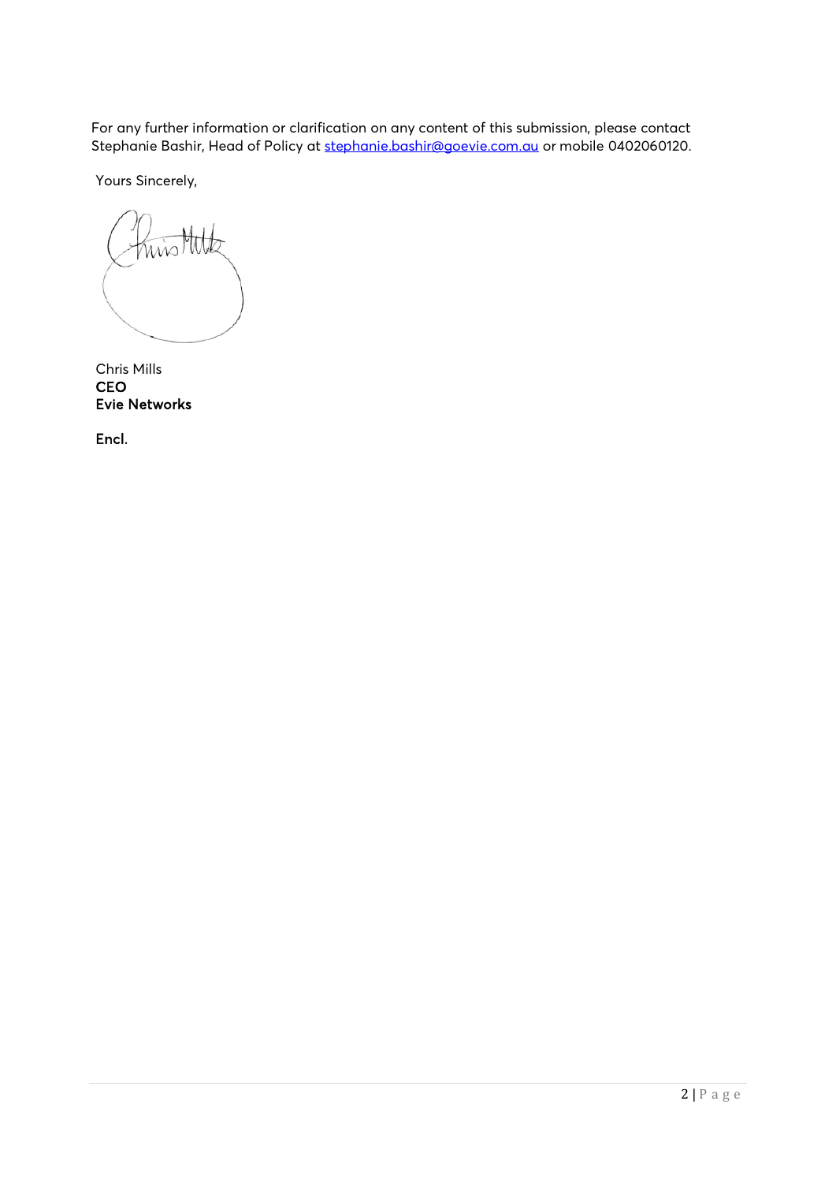For any further information or clarification on any content of this submission, please contact Stephanie Bashir, Head of Policy at stephanie.bashir@goevie.com.au or mobile 0402060120.

Yours Sincerely,

Chris Mills
**CEO**
**Evie Networks**

**Encl.**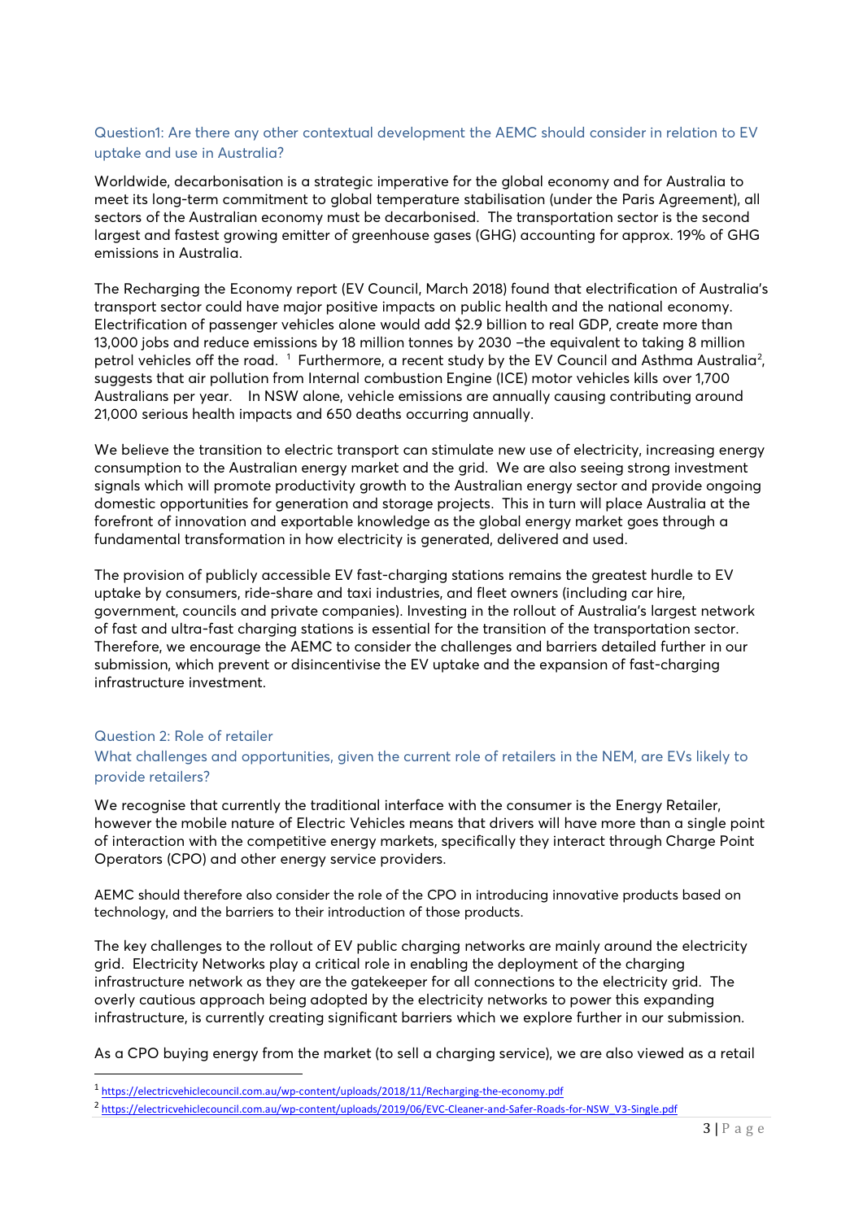### Question1: Are there any other contextual development the AEMC should consider in relation to EV uptake and use in Australia?

Worldwide, decarbonisation is a strategic imperative for the global economy and for Australia to meet its long-term commitment to global temperature stabilisation (under the Paris Agreement), all sectors of the Australian economy must be decarbonised. The transportation sector is the second largest and fastest growing emitter of greenhouse gases (GHG) accounting for approx. 19% of GHG emissions in Australia.

The Recharging the Economy report (EV Council, March 2018) found that electrification of Australia's transport sector could have major positive impacts on public health and the national economy. Electrification of passenger vehicles alone would add $2.9 billion to real GDP, create more than 13,000 jobs and reduce emissions by 18 million tonnes by 2030 –the equivalent to taking 8 million petrol vehicles off the road. [1] Furthermore, a recent study by the EV Council and Asthma Australia[2], suggests that air pollution from Internal combustion Engine (ICE) motor vehicles kills over 1,700 Australians per year. In NSW alone, vehicle emissions are annually causing contributing around 21,000 serious health impacts and 650 deaths occurring annually.

We believe the transition to electric transport can stimulate new use of electricity, increasing energy consumption to the Australian energy market and the grid. We are also seeing strong investment signals which will promote productivity growth to the Australian energy sector and provide ongoing domestic opportunities for generation and storage projects. This in turn will place Australia at the forefront of innovation and exportable knowledge as the global energy market goes through a fundamental transformation in how electricity is generated, delivered and used.

The provision of publicly accessible EV fast-charging stations remains the greatest hurdle to EV uptake by consumers, ride-share and taxi industries, and fleet owners (including car hire, government, councils and private companies). Investing in the rollout of Australia's largest network of fast and ultra-fast charging stations is essential for the transition of the transportation sector. Therefore, we encourage the AEMC to consider the challenges and barriers detailed further in our submission, which prevent or disincentivise the EV uptake and the expansion of fast-charging infrastructure investment.

### Question 2: Role of retailer

### What challenges and opportunities, given the current role of retailers in the NEM, are EVs likely to provide retailers?

We recognise that currently the traditional interface with the consumer is the Energy Retailer, however the mobile nature of Electric Vehicles means that drivers will have more than a single point of interaction with the competitive energy markets, specifically they interact through Charge Point Operators (CPO) and other energy service providers.

AEMC should therefore also consider the role of the CPO in introducing innovative products based on technology, and the barriers to their introduction of those products.

The key challenges to the rollout of EV public charging networks are mainly around the electricity grid. Electricity Networks play a critical role in enabling the deployment of the charging infrastructure network as they are the gatekeeper for all connections to the electricity grid. The overly cautious approach being adopted by the electricity networks to power this expanding infrastructure, is currently creating significant barriers which we explore further in our submission.

As a CPO buying energy from the market (to sell a charging service), we are also viewed as a retail

---

[1] https://electricvehiclecouncil.com.au/wp-content/uploads/2018/11/Recharging-the-economy.pdf

[2] https://electricvehiclecouncil.com.au/wp-content/uploads/2019/06/EVC-Cleaner-and-Safer-Roads-for-NSW_V3-Single.pdf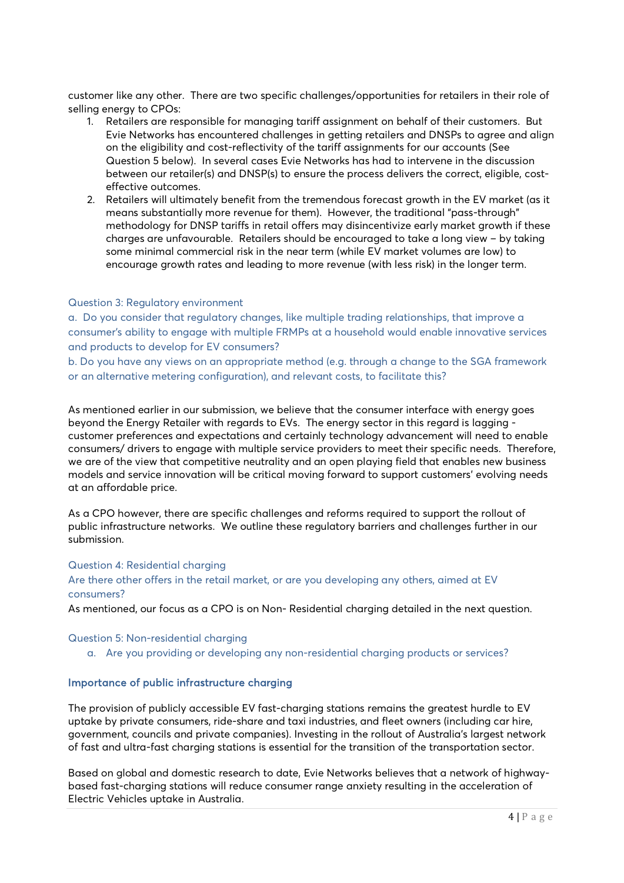customer like any other. There are two specific challenges/opportunities for retailers in their role of selling energy to CPOs:

1. Retailers are responsible for managing tariff assignment on behalf of their customers. But Evie Networks has encountered challenges in getting retailers and DNSPs to agree and align on the eligibility and cost-reflectivity of the tariff assignments for our accounts (See Question 5 below). In several cases Evie Networks has had to intervene in the discussion between our retailer(s) and DNSP(s) to ensure the process delivers the correct, eligible, cost-effective outcomes.
2. Retailers will ultimately benefit from the tremendous forecast growth in the EV market (as it means substantially more revenue for them). However, the traditional "pass-through" methodology for DNSP tariffs in retail offers may disincentivize early market growth if these charges are unfavourable. Retailers should be encouraged to take a long view – by taking some minimal commercial risk in the near term (while EV market volumes are low) to encourage growth rates and leading to more revenue (with less risk) in the longer term.

### Question 3: Regulatory environment

a. Do you consider that regulatory changes, like multiple trading relationships, that improve a consumer's ability to engage with multiple FRMPs at a household would enable innovative services and products to develop for EV consumers?

b. Do you have any views on an appropriate method (e.g. through a change to the SGA framework or an alternative metering configuration), and relevant costs, to facilitate this?

As mentioned earlier in our submission, we believe that the consumer interface with energy goes beyond the Energy Retailer with regards to EVs. The energy sector in this regard is lagging - customer preferences and expectations and certainly technology advancement will need to enable consumers/ drivers to engage with multiple service providers to meet their specific needs. Therefore, we are of the view that competitive neutrality and an open playing field that enables new business models and service innovation will be critical moving forward to support customers' evolving needs at an affordable price.

As a CPO however, there are specific challenges and reforms required to support the rollout of public infrastructure networks. We outline these regulatory barriers and challenges further in our submission.

### Question 4: Residential charging

Are there other offers in the retail market, or are you developing any others, aimed at EV consumers?

As mentioned, our focus as a CPO is on Non- Residential charging detailed in the next question.

### Question 5: Non-residential charging

a. Are you providing or developing any non-residential charging products or services?

#### Importance of public infrastructure charging

The provision of publicly accessible EV fast-charging stations remains the greatest hurdle to EV uptake by private consumers, ride-share and taxi industries, and fleet owners (including car hire, government, councils and private companies). Investing in the rollout of Australia's largest network of fast and ultra-fast charging stations is essential for the transition of the transportation sector.

Based on global and domestic research to date, Evie Networks believes that a network of highway-based fast-charging stations will reduce consumer range anxiety resulting in the acceleration of Electric Vehicles uptake in Australia.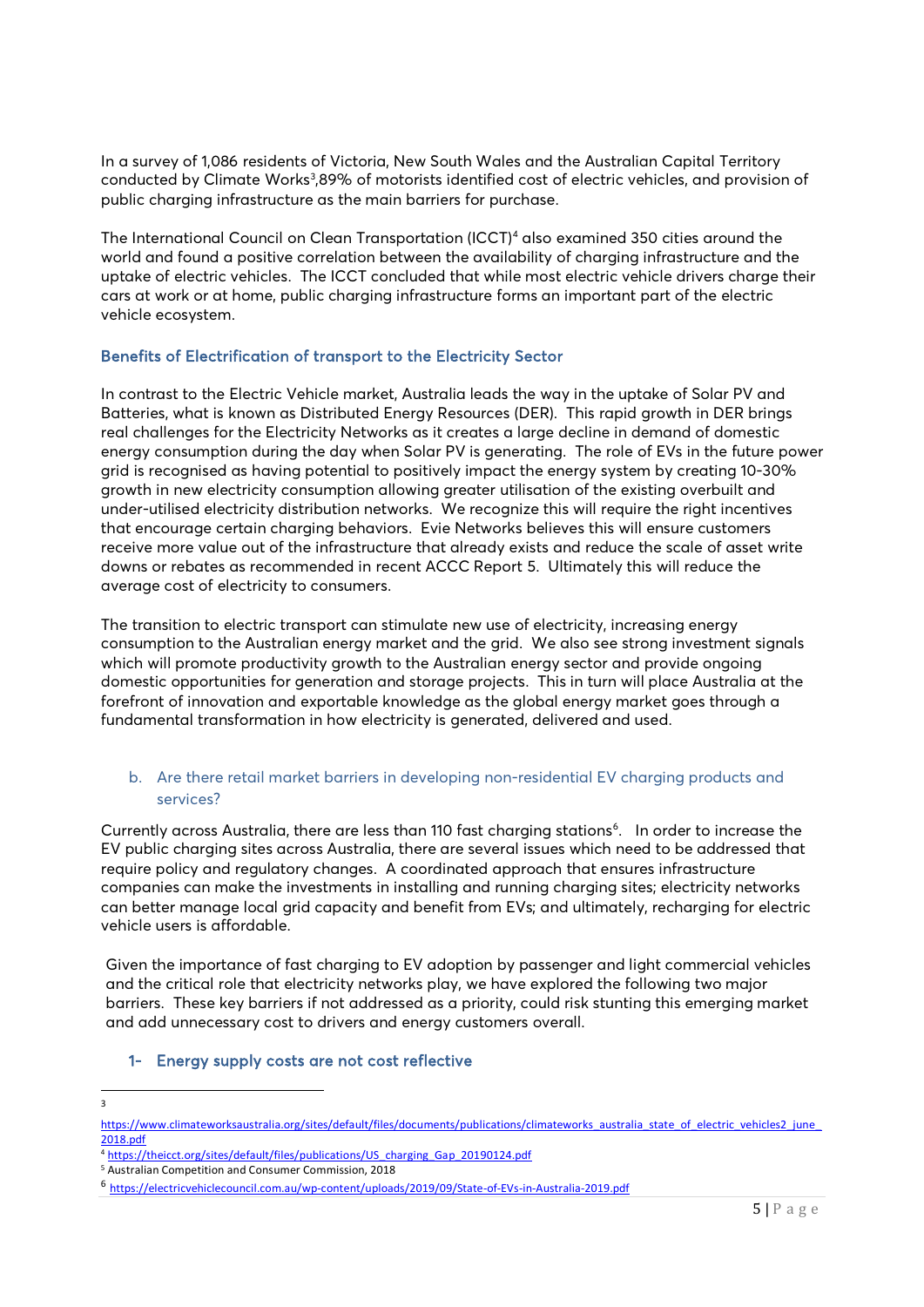In a survey of 1,086 residents of Victoria, New South Wales and the Australian Capital Territory conducted by Climate Works[3],89% of motorists identified cost of electric vehicles, and provision of public charging infrastructure as the main barriers for purchase.

The International Council on Clean Transportation (ICCT)[4] also examined 350 cities around the world and found a positive correlation between the availability of charging infrastructure and the uptake of electric vehicles. The ICCT concluded that while most electric vehicle drivers charge their cars at work or at home, public charging infrastructure forms an important part of the electric vehicle ecosystem.

### Benefits of Electrification of transport to the Electricity Sector

In contrast to the Electric Vehicle market, Australia leads the way in the uptake of Solar PV and Batteries, what is known as Distributed Energy Resources (DER). This rapid growth in DER brings real challenges for the Electricity Networks as it creates a large decline in demand of domestic energy consumption during the day when Solar PV is generating. The role of EVs in the future power grid is recognised as having potential to positively impact the energy system by creating 10-30% growth in new electricity consumption allowing greater utilisation of the existing overbuilt and under-utilised electricity distribution networks. We recognize this will require the right incentives that encourage certain charging behaviors. Evie Networks believes this will ensure customers receive more value out of the infrastructure that already exists and reduce the scale of asset write downs or rebates as recommended in recent ACCC Report 5. Ultimately this will reduce the average cost of electricity to consumers.

The transition to electric transport can stimulate new use of electricity, increasing energy consumption to the Australian energy market and the grid. We also see strong investment signals which will promote productivity growth to the Australian energy sector and provide ongoing domestic opportunities for generation and storage projects. This in turn will place Australia at the forefront of innovation and exportable knowledge as the global energy market goes through a fundamental transformation in how electricity is generated, delivered and used.

### b. Are there retail market barriers in developing non-residential EV charging products and services?

Currently across Australia, there are less than 110 fast charging stations[6]. In order to increase the EV public charging sites across Australia, there are several issues which need to be addressed that require policy and regulatory changes. A coordinated approach that ensures infrastructure companies can make the investments in installing and running charging sites; electricity networks can better manage local grid capacity and benefit from EVs; and ultimately, recharging for electric vehicle users is affordable.

Given the importance of fast charging to EV adoption by passenger and light commercial vehicles and the critical role that electricity networks play, we have explored the following two major barriers. These key barriers if not addressed as a priority, could risk stunting this emerging market and add unnecessary cost to drivers and energy customers overall.

#### 1- Energy supply costs are not cost reflective

---

[3] https://www.climateworksaustralia.org/sites/default/files/documents/publications/climateworks_australia_state_of_electric_vehicles2_june_2018.pdf

[4] https://theicct.org/sites/default/files/publications/US_charging_Gap_20190124.pdf

[5] Australian Competition and Consumer Commission, 2018

[6] https://electricvehiclecouncil.com.au/wp-content/uploads/2019/09/State-of-EVs-in-Australia-2019.pdf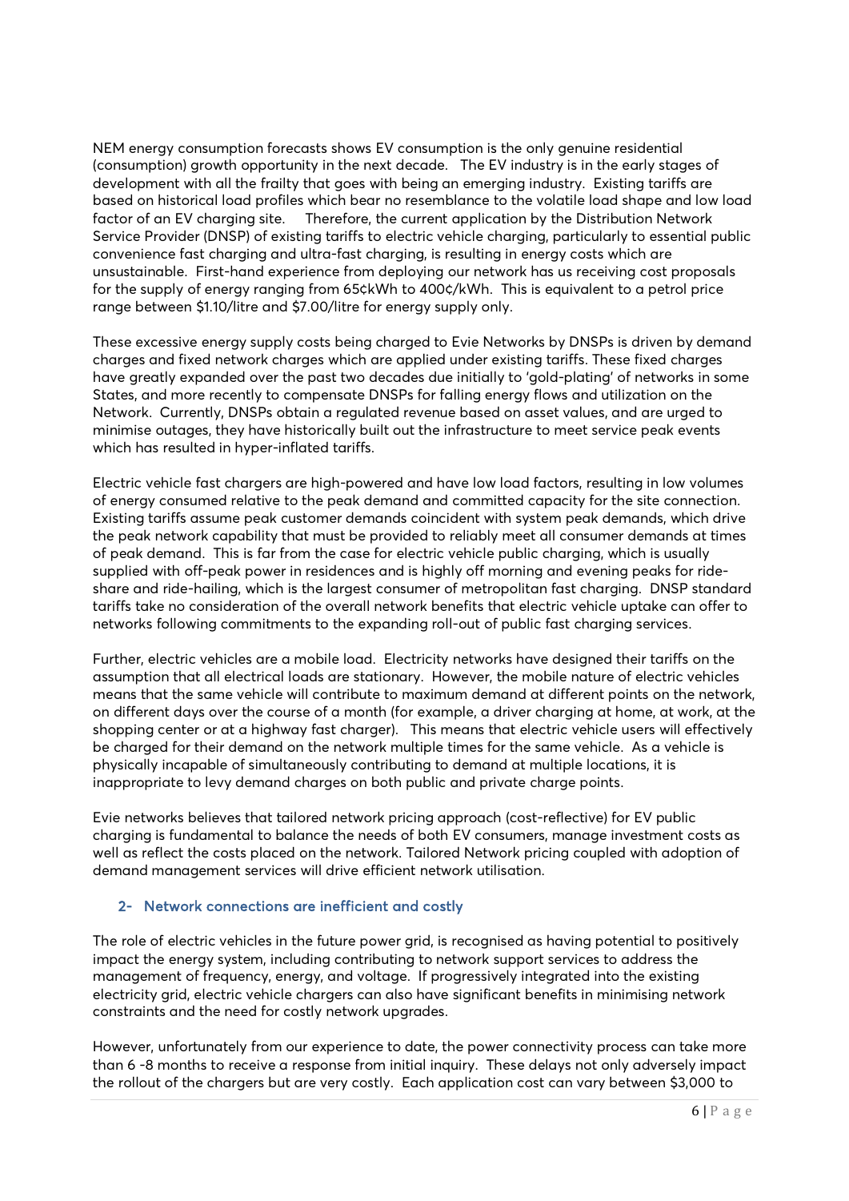NEM energy consumption forecasts shows EV consumption is the only genuine residential (consumption) growth opportunity in the next decade. The EV industry is in the early stages of development with all the frailty that goes with being an emerging industry. Existing tariffs are based on historical load profiles which bear no resemblance to the volatile load shape and low load factor of an EV charging site. Therefore, the current application by the Distribution Network Service Provider (DNSP) of existing tariffs to electric vehicle charging, particularly to essential public convenience fast charging and ultra-fast charging, is resulting in energy costs which are unsustainable. First-hand experience from deploying our network has us receiving cost proposals for the supply of energy ranging from 65¢kWh to 400¢/kWh. This is equivalent to a petrol price range between $1.10/litre and $7.00/litre for energy supply only.

These excessive energy supply costs being charged to Evie Networks by DNSPs is driven by demand charges and fixed network charges which are applied under existing tariffs. These fixed charges have greatly expanded over the past two decades due initially to 'gold-plating' of networks in some States, and more recently to compensate DNSPs for falling energy flows and utilization on the Network. Currently, DNSPs obtain a regulated revenue based on asset values, and are urged to minimise outages, they have historically built out the infrastructure to meet service peak events which has resulted in hyper-inflated tariffs.

Electric vehicle fast chargers are high-powered and have low load factors, resulting in low volumes of energy consumed relative to the peak demand and committed capacity for the site connection. Existing tariffs assume peak customer demands coincident with system peak demands, which drive the peak network capability that must be provided to reliably meet all consumer demands at times of peak demand. This is far from the case for electric vehicle public charging, which is usually supplied with off-peak power in residences and is highly off morning and evening peaks for ride-share and ride-hailing, which is the largest consumer of metropolitan fast charging. DNSP standard tariffs take no consideration of the overall network benefits that electric vehicle uptake can offer to networks following commitments to the expanding roll-out of public fast charging services.

Further, electric vehicles are a mobile load. Electricity networks have designed their tariffs on the assumption that all electrical loads are stationary. However, the mobile nature of electric vehicles means that the same vehicle will contribute to maximum demand at different points on the network, on different days over the course of a month (for example, a driver charging at home, at work, at the shopping center or at a highway fast charger). This means that electric vehicle users will effectively be charged for their demand on the network multiple times for the same vehicle. As a vehicle is physically incapable of simultaneously contributing to demand at multiple locations, it is inappropriate to levy demand charges on both public and private charge points.

Evie networks believes that tailored network pricing approach (cost-reflective) for EV public charging is fundamental to balance the needs of both EV consumers, manage investment costs as well as reflect the costs placed on the network. Tailored Network pricing coupled with adoption of demand management services will drive efficient network utilisation.

## 2- Network connections are inefficient and costly

The role of electric vehicles in the future power grid, is recognised as having potential to positively impact the energy system, including contributing to network support services to address the management of frequency, energy, and voltage. If progressively integrated into the existing electricity grid, electric vehicle chargers can also have significant benefits in minimising network constraints and the need for costly network upgrades.

However, unfortunately from our experience to date, the power connectivity process can take more than 6 -8 months to receive a response from initial inquiry. These delays not only adversely impact the rollout of the chargers but are very costly. Each application cost can vary between $3,000 to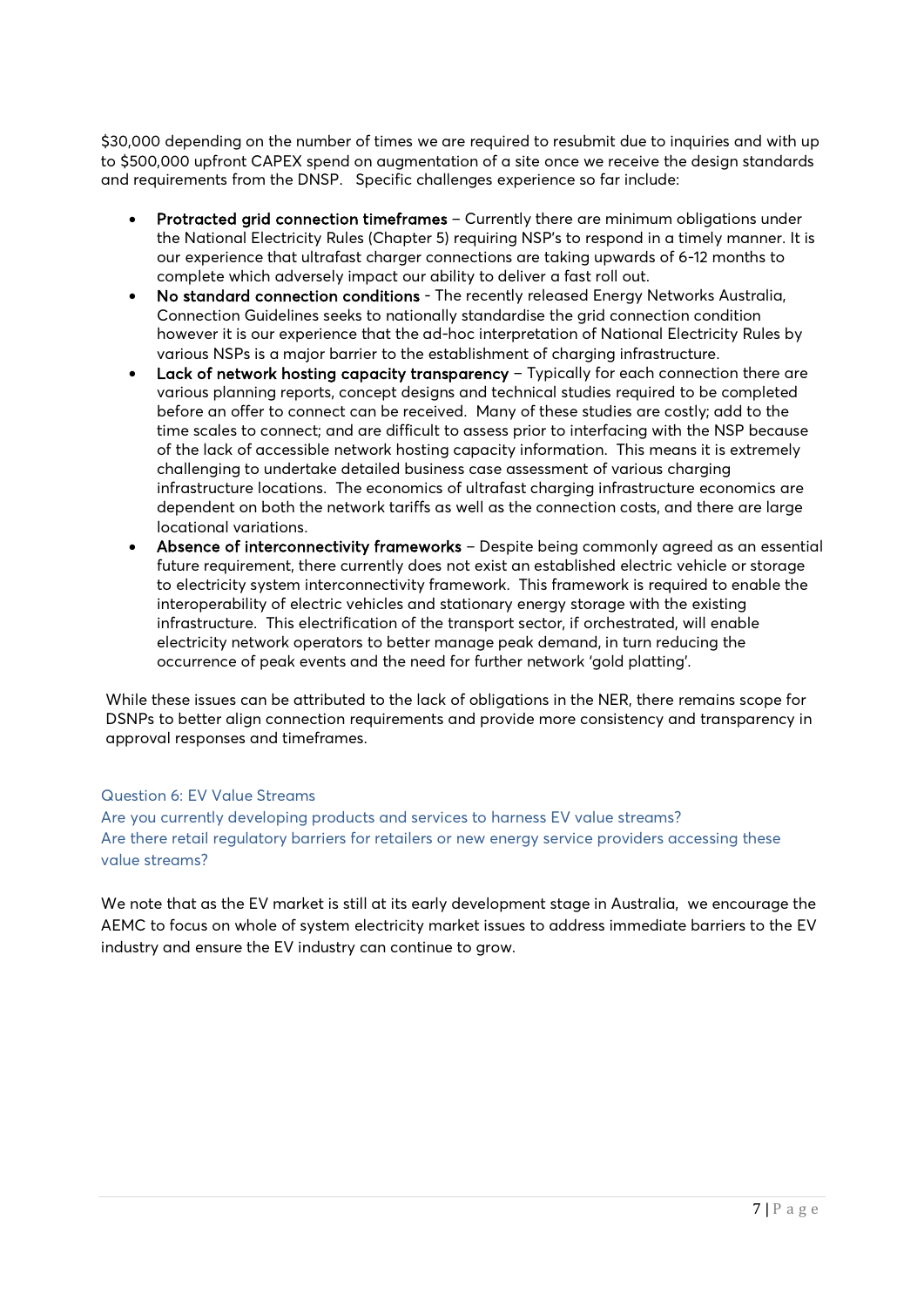$30,000 depending on the number of times we are required to resubmit due to inquiries and with up to $500,000 upfront CAPEX spend on augmentation of a site once we receive the design standards and requirements from the DNSP. Specific challenges experience so far include:

- **Protracted grid connection timeframes** – Currently there are minimum obligations under the National Electricity Rules (Chapter 5) requiring NSP's to respond in a timely manner. It is our experience that ultrafast charger connections are taking upwards of 6-12 months to complete which adversely impact our ability to deliver a fast roll out.
- **No standard connection conditions** - The recently released Energy Networks Australia, Connection Guidelines seeks to nationally standardise the grid connection condition however it is our experience that the ad-hoc interpretation of National Electricity Rules by various NSPs is a major barrier to the establishment of charging infrastructure.
- **Lack of network hosting capacity transparency** – Typically for each connection there are various planning reports, concept designs and technical studies required to be completed before an offer to connect can be received. Many of these studies are costly; add to the time scales to connect; and are difficult to assess prior to interfacing with the NSP because of the lack of accessible network hosting capacity information. This means it is extremely challenging to undertake detailed business case assessment of various charging infrastructure locations. The economics of ultrafast charging infrastructure economics are dependent on both the network tariffs as well as the connection costs, and there are large locational variations.
- **Absence of interconnectivity frameworks** – Despite being commonly agreed as an essential future requirement, there currently does not exist an established electric vehicle or storage to electricity system interconnectivity framework. This framework is required to enable the interoperability of electric vehicles and stationary energy storage with the existing infrastructure. This electrification of the transport sector, if orchestrated, will enable electricity network operators to better manage peak demand, in turn reducing the occurrence of peak events and the need for further network 'gold platting'.

While these issues can be attributed to the lack of obligations in the NER, there remains scope for DSNPs to better align connection requirements and provide more consistency and transparency in approval responses and timeframes.

### Question 6: EV Value Streams

### Are you currently developing products and services to harness EV value streams?

### Are there retail regulatory barriers for retailers or new energy service providers accessing these value streams?

We note that as the EV market is still at its early development stage in Australia, we encourage the AEMC to focus on whole of system electricity market issues to address immediate barriers to the EV industry and ensure the EV industry can continue to grow.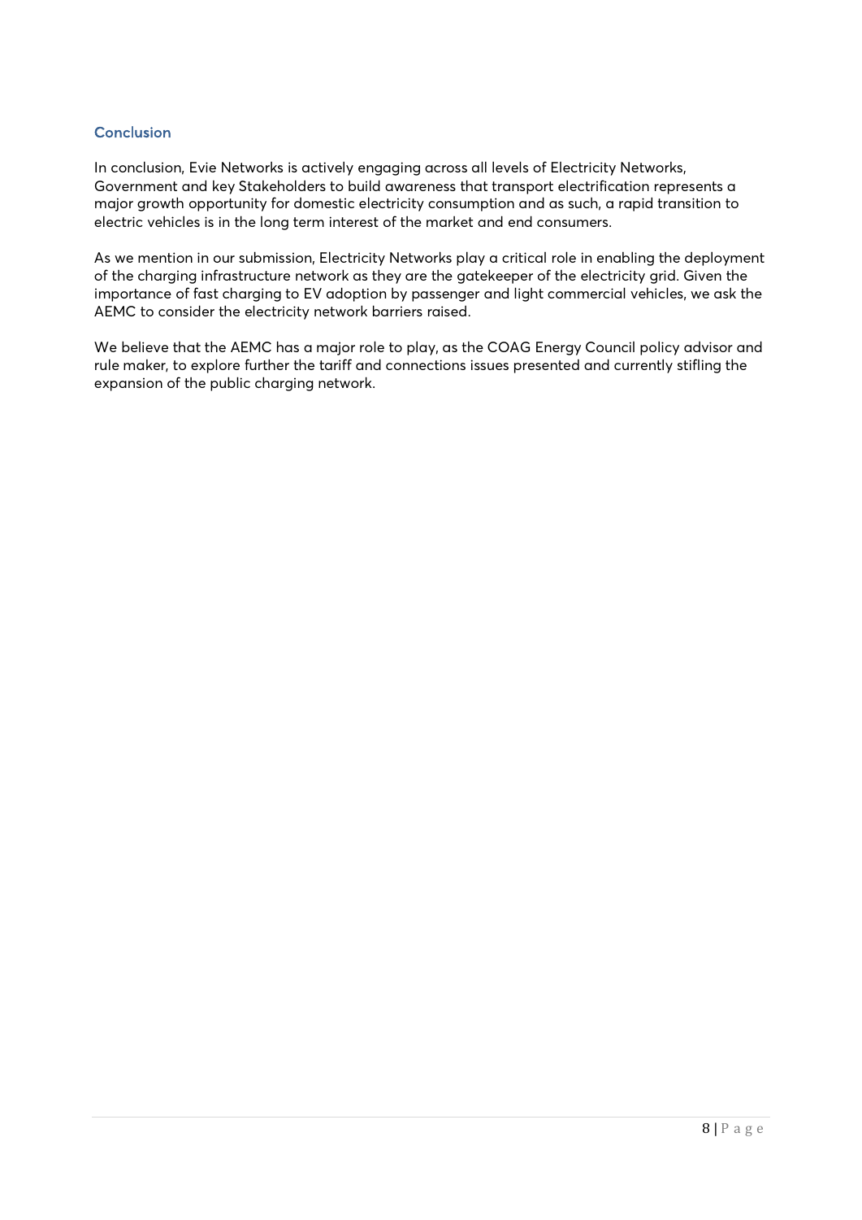## Conclusion

In conclusion, Evie Networks is actively engaging across all levels of Electricity Networks, Government and key Stakeholders to build awareness that transport electrification represents a major growth opportunity for domestic electricity consumption and as such, a rapid transition to electric vehicles is in the long term interest of the market and end consumers.

As we mention in our submission, Electricity Networks play a critical role in enabling the deployment of the charging infrastructure network as they are the gatekeeper of the electricity grid. Given the importance of fast charging to EV adoption by passenger and light commercial vehicles, we ask the AEMC to consider the electricity network barriers raised.

We believe that the AEMC has a major role to play, as the COAG Energy Council policy advisor and rule maker, to explore further the tariff and connections issues presented and currently stifling the expansion of the public charging network.